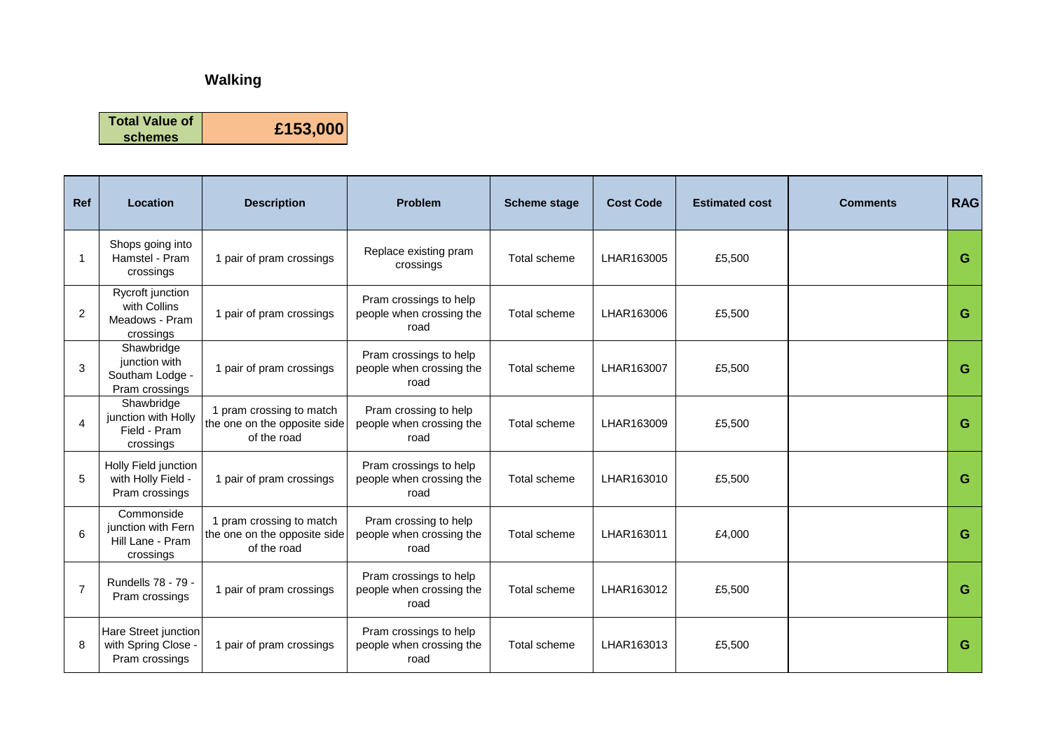## Walking

| Total Value of schemes | £153,000 |
|---|---|

| Ref | Location | Description | Problem | Scheme stage | Cost Code | Estimated cost | Comments | RAG |
|---|---|---|---|---|---|---|---|---|
| 1 | Shops going into Hamstel - Pram crossings | 1 pair of pram crossings | Replace existing pram crossings | Total scheme | LHAR163005 | £5,500 | | G |
| 2 | Rycroft junction with Collins Meadows - Pram crossings | 1 pair of pram crossings | Pram crossings to help people when crossing the road | Total scheme | LHAR163006 | £5,500 | | G |
| 3 | Shawbridge junction with Southam Lodge - Pram crossings | 1 pair of pram crossings | Pram crossings to help people when crossing the road | Total scheme | LHAR163007 | £5,500 | | G |
| 4 | Shawbridge junction with Holly Field - Pram crossings | 1 pram crossing to match the one on the opposite side of the road | Pram crossing to help people when crossing the road | Total scheme | LHAR163009 | £5,500 | | G |
| 5 | Holly Field junction with Holly Field - Pram crossings | 1 pair of pram crossings | Pram crossings to help people when crossing the road | Total scheme | LHAR163010 | £5,500 | | G |
| 6 | Commonside junction with Fern Hill Lane - Pram crossings | 1 pram crossing to match the one on the opposite side of the road | Pram crossing to help people when crossing the road | Total scheme | LHAR163011 | £4,000 | | G |
| 7 | Rundells 78 - 79 - Pram crossings | 1 pair of pram crossings | Pram crossings to help people when crossing the road | Total scheme | LHAR163012 | £5,500 | | G |
| 8 | Hare Street junction with Spring Close - Pram crossings | 1 pair of pram crossings | Pram crossings to help people when crossing the road | Total scheme | LHAR163013 | £5,500 | | G |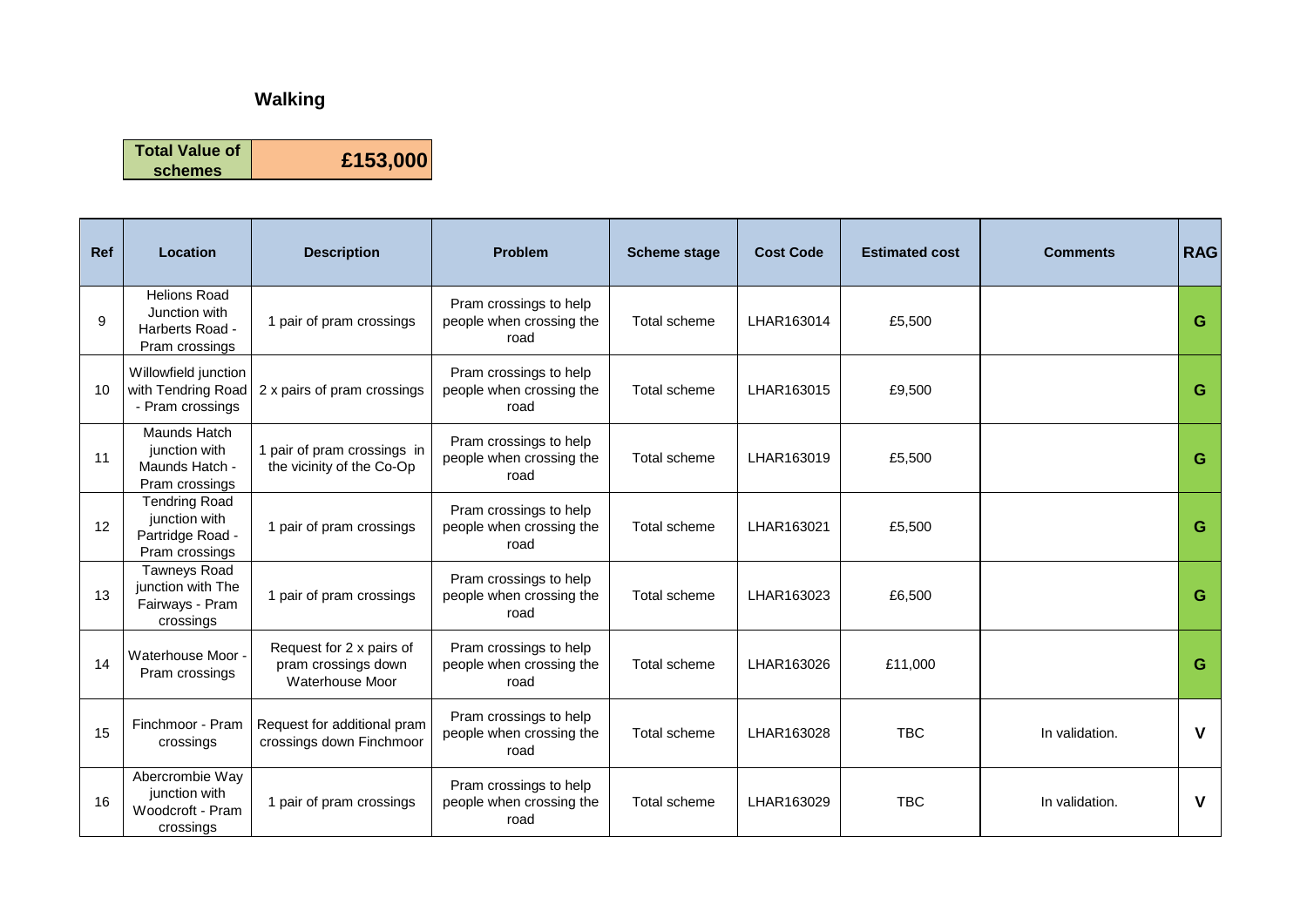## Walking

| Total Value of schemes | £153,000 |
|---|---|

| Ref | Location | Description | Problem | Scheme stage | Cost Code | Estimated cost | Comments | RAG |
|---|---|---|---|---|---|---|---|---|
| 9 | Helions Road Junction with Harberts Road - Pram crossings | 1 pair of pram crossings | Pram crossings to help people when crossing the road | Total scheme | LHAR163014 | £5,500 | | G |
| 10 | Willowfield junction with Tendring Road - Pram crossings | 2 x pairs of pram crossings | Pram crossings to help people when crossing the road | Total scheme | LHAR163015 | £9,500 | | G |
| 11 | Maunds Hatch junction with Maunds Hatch - Pram crossings | 1 pair of pram crossings in the vicinity of the Co-Op | Pram crossings to help people when crossing the road | Total scheme | LHAR163019 | £5,500 | | G |
| 12 | Tendring Road junction with Partridge Road - Pram crossings | 1 pair of pram crossings | Pram crossings to help people when crossing the road | Total scheme | LHAR163021 | £5,500 | | G |
| 13 | Tawneys Road junction with The Fairways - Pram crossings | 1 pair of pram crossings | Pram crossings to help people when crossing the road | Total scheme | LHAR163023 | £6,500 | | G |
| 14 | Waterhouse Moor - Pram crossings | Request for 2 x pairs of pram crossings down Waterhouse Moor | Pram crossings to help people when crossing the road | Total scheme | LHAR163026 | £11,000 | | G |
| 15 | Finchmoor - Pram crossings | Request for additional pram crossings down Finchmoor | Pram crossings to help people when crossing the road | Total scheme | LHAR163028 | TBC | In validation. | V |
| 16 | Abercrombie Way junction with Woodcroft - Pram crossings | 1 pair of pram crossings | Pram crossings to help people when crossing the road | Total scheme | LHAR163029 | TBC | In validation. | V |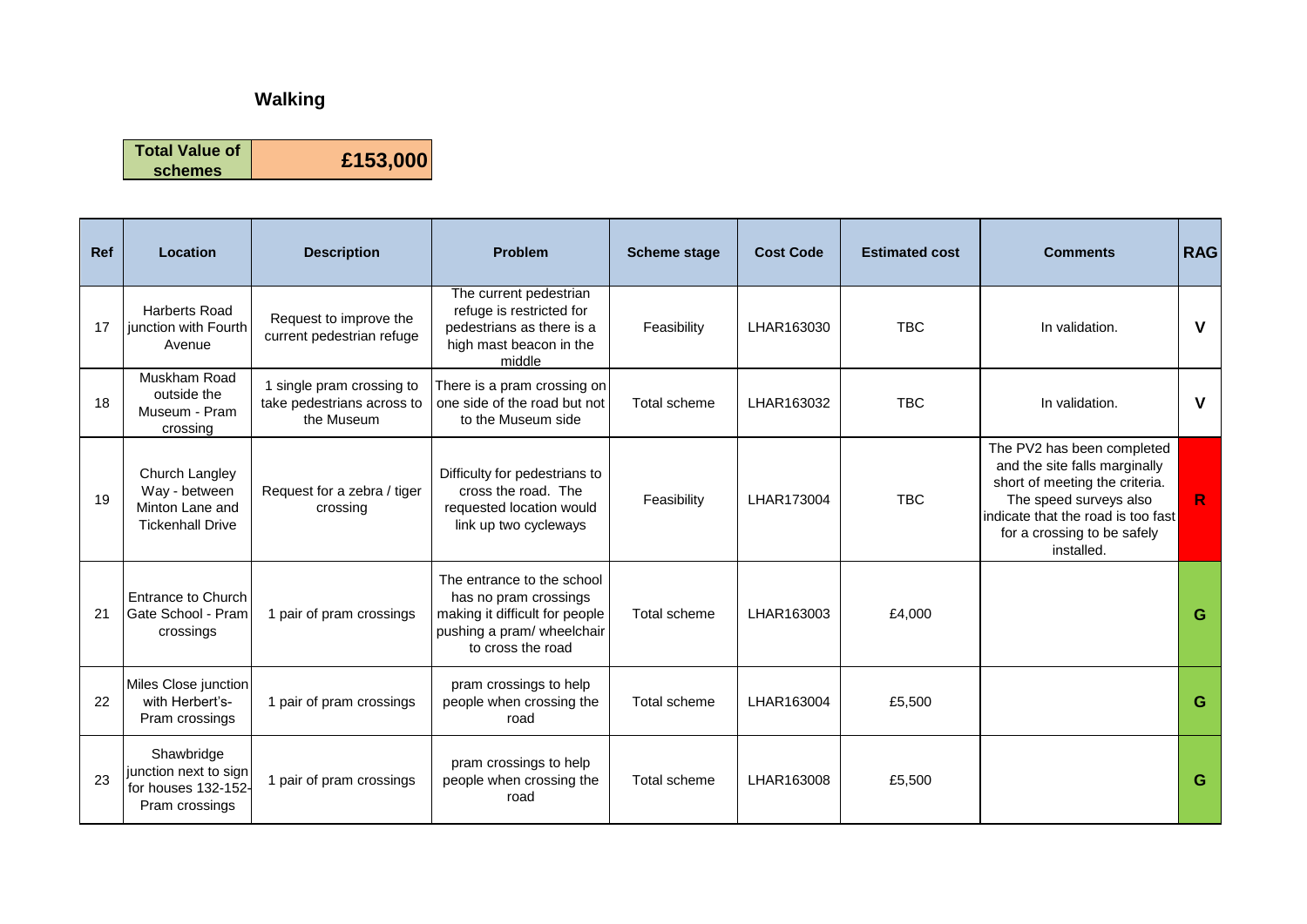## Walking

| Total Value of schemes | £153,000 |
|---|---|

| Ref | Location | Description | Problem | Scheme stage | Cost Code | Estimated cost | Comments | RAG |
|---|---|---|---|---|---|---|---|---|
| 17 | Harberts Road junction with Fourth Avenue | Request to improve the current pedestrian refuge | The current pedestrian refuge is restricted for pedestrians as there is a high mast beacon in the middle | Feasibility | LHAR163030 | TBC | In validation. | V |
| 18 | Muskham Road outside the Museum - Pram crossing | 1 single pram crossing to take pedestrians across to the Museum | There is a pram crossing on one side of the road but not to the Museum side | Total scheme | LHAR163032 | TBC | In validation. | V |
| 19 | Church Langley Way - between Minton Lane and Tickenhall Drive | Request for a zebra / tiger crossing | Difficulty for pedestrians to cross the road. The requested location would link up two cycleways | Feasibility | LHAR173004 | TBC | The PV2 has been completed and the site falls marginally short of meeting the criteria. The speed surveys also indicate that the road is too fast for a crossing to be safely installed. | R |
| 21 | Entrance to Church Gate School - Pram crossings | 1 pair of pram crossings | The entrance to the school has no pram crossings making it difficult for people pushing a pram/ wheelchair to cross the road | Total scheme | LHAR163003 | £4,000 | | G |
| 22 | Miles Close junction with Herbert's- Pram crossings | 1 pair of pram crossings | pram crossings to help people when crossing the road | Total scheme | LHAR163004 | £5,500 | | G |
| 23 | Shawbridge junction next to sign for houses 132-152- Pram crossings | 1 pair of pram crossings | pram crossings to help people when crossing the road | Total scheme | LHAR163008 | £5,500 | | G |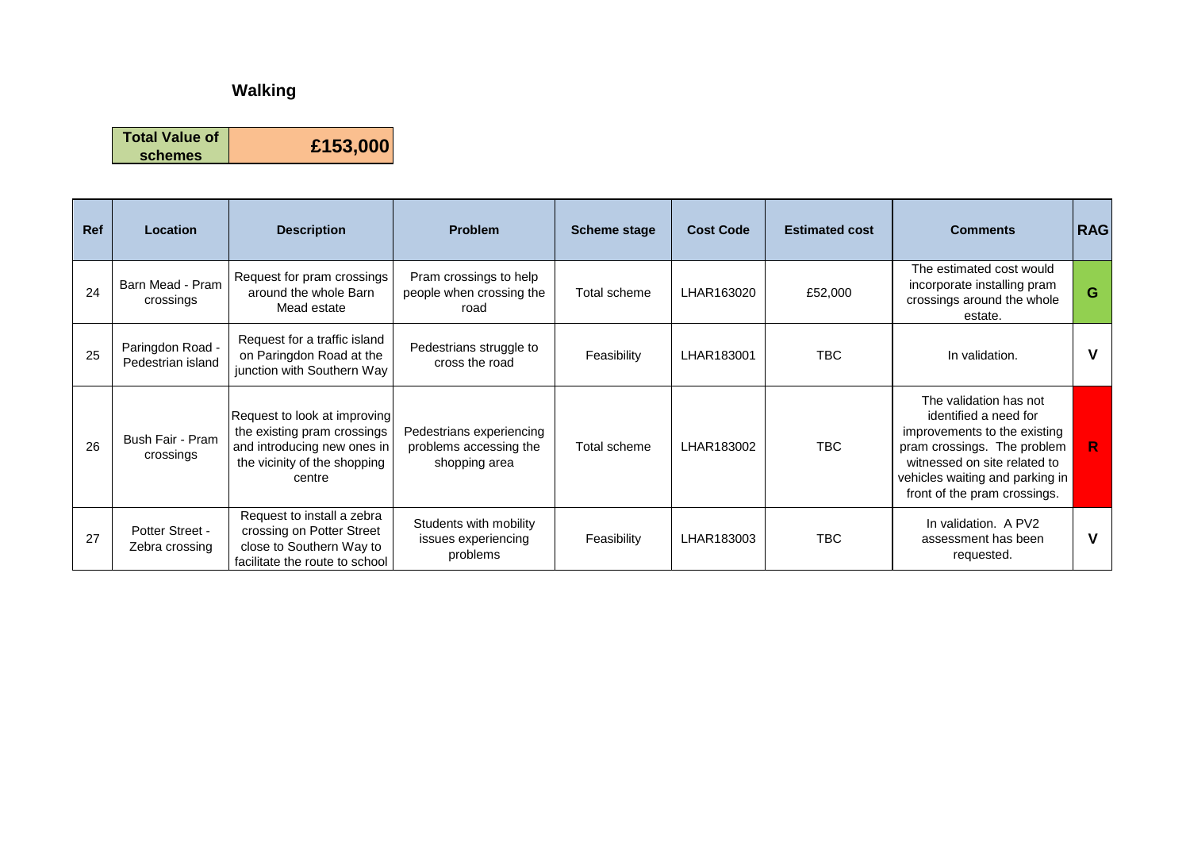## Walking

| Total Value of schemes | £153,000 |
|---|---|

| Ref | Location | Description | Problem | Scheme stage | Cost Code | Estimated cost | Comments | RAG |
|---|---|---|---|---|---|---|---|---|
| 24 | Barn Mead - Pram crossings | Request for pram crossings around the whole Barn Mead estate | Pram crossings to help people when crossing the road | Total scheme | LHAR163020 | £52,000 | The estimated cost would incorporate installing pram crossings around the whole estate. | G |
| 25 | Paringdon Road - Pedestrian island | Request for a traffic island on Paringdon Road at the junction with Southern Way | Pedestrians struggle to cross the road | Feasibility | LHAR183001 | TBC | In validation. | V |
| 26 | Bush Fair - Pram crossings | Request to look at improving the existing pram crossings and introducing new ones in the vicinity of the shopping centre | Pedestrians experiencing problems accessing the shopping area | Total scheme | LHAR183002 | TBC | The validation has not identified a need for improvements to the existing pram crossings. The problem witnessed on site related to vehicles waiting and parking in front of the pram crossings. | R |
| 27 | Potter Street - Zebra crossing | Request to install a zebra crossing on Potter Street close to Southern Way to facilitate the route to school | Students with mobility issues experiencing problems | Feasibility | LHAR183003 | TBC | In validation. A PV2 assessment has been requested. | V |